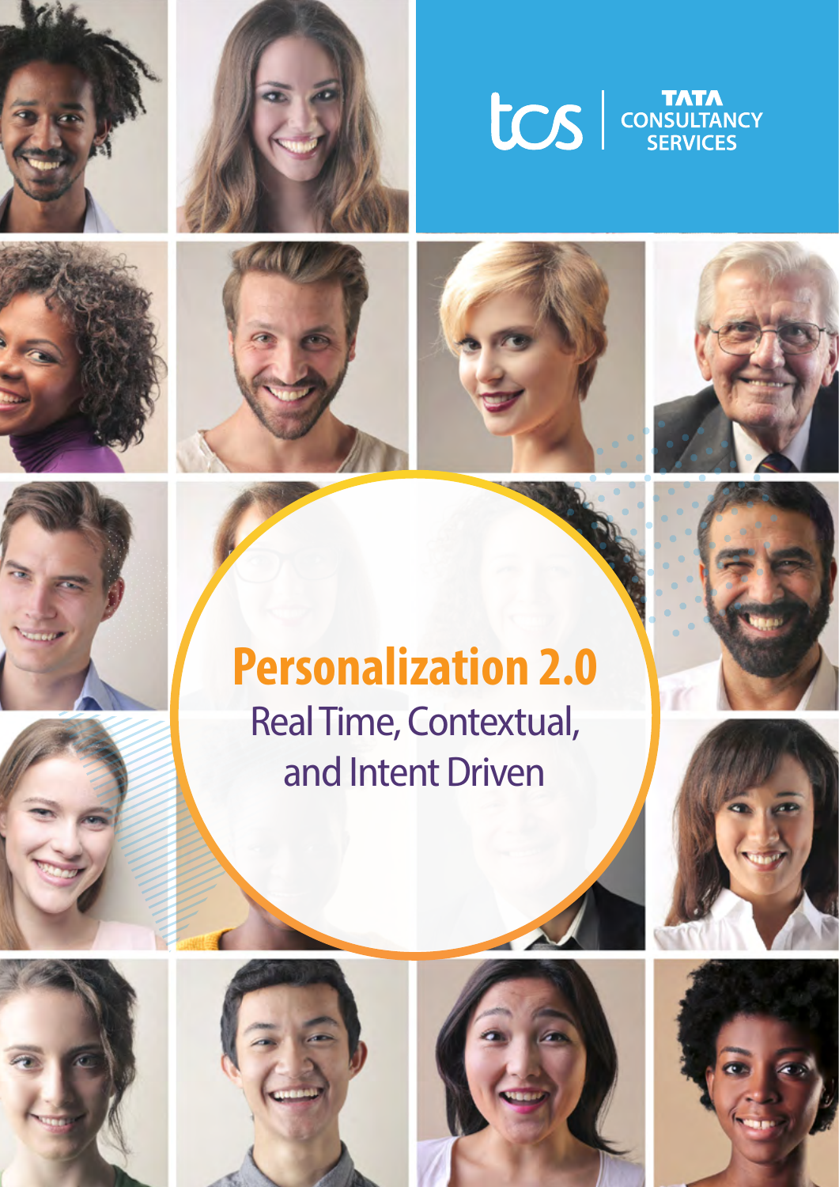tcs | TATA CONSULTANCY SERVICES

# Personalization 2.0

## Real Time, Contextual, and Intent Driven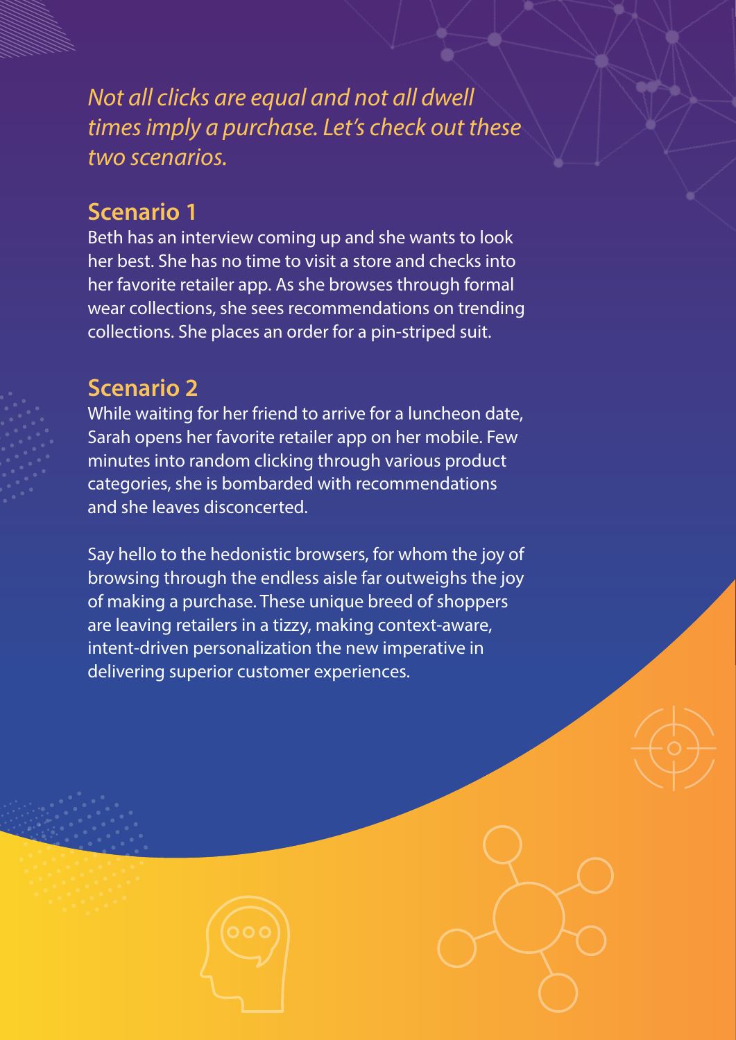*Not all clicks are equal and not all dwell times imply a purchase. Let's check out these two scenarios.*

## Scenario 1

Beth has an interview coming up and she wants to look her best. She has no time to visit a store and checks into her favorite retailer app. As she browses through formal wear collections, she sees recommendations on trending collections. She places an order for a pin-striped suit.

## Scenario 2

While waiting for her friend to arrive for a luncheon date, Sarah opens her favorite retailer app on her mobile. Few minutes into random clicking through various product categories, she is bombarded with recommendations and she leaves disconcerted.

Say hello to the hedonistic browsers, for whom the joy of browsing through the endless aisle far outweighs the joy of making a purchase. These unique breed of shoppers are leaving retailers in a tizzy, making context-aware, intent-driven personalization the new imperative in delivering superior customer experiences.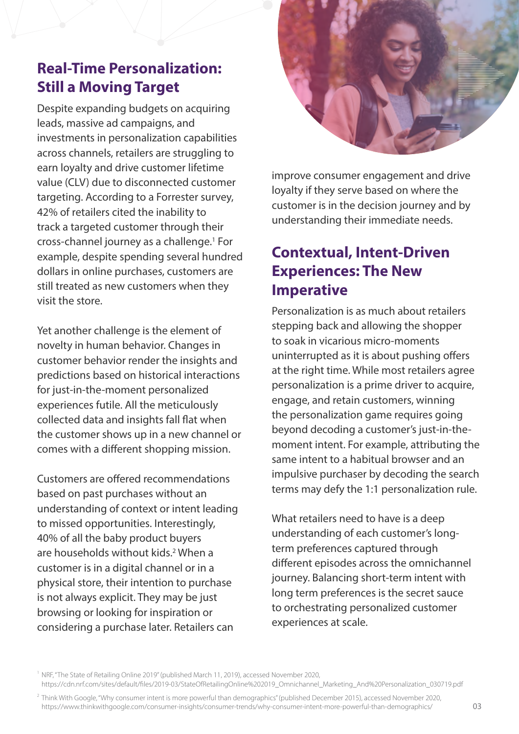## Real-Time Personalization: Still a Moving Target

Despite expanding budgets on acquiring leads, massive ad campaigns, and investments in personalization capabilities across channels, retailers are struggling to earn loyalty and drive customer lifetime value (CLV) due to disconnected customer targeting. According to a Forrester survey, 42% of retailers cited the inability to track a targeted customer through their cross-channel journey as a challenge.[1] For example, despite spending several hundred dollars in online purchases, customers are still treated as new customers when they visit the store.

Yet another challenge is the element of novelty in human behavior. Changes in customer behavior render the insights and predictions based on historical interactions for just-in-the-moment personalized experiences futile. All the meticulously collected data and insights fall flat when the customer shows up in a new channel or comes with a different shopping mission.

Customers are offered recommendations based on past purchases without an understanding of context or intent leading to missed opportunities. Interestingly, 40% of all the baby product buyers are households without kids.[2] When a customer is in a digital channel or in a physical store, their intention to purchase is not always explicit. They may be just browsing or looking for inspiration or considering a purchase later. Retailers can improve consumer engagement and drive loyalty if they serve based on where the customer is in the decision journey and by understanding their immediate needs.

## Contextual, Intent-Driven Experiences: The New Imperative

Personalization is as much about retailers stepping back and allowing the shopper to soak in vicarious micro-moments uninterrupted as it is about pushing offers at the right time. While most retailers agree personalization is a prime driver to acquire, engage, and retain customers, winning the personalization game requires going beyond decoding a customer's just-in-the-moment intent. For example, attributing the same intent to a habitual browser and an impulsive purchaser by decoding the search terms may defy the 1:1 personalization rule.

What retailers need to have is a deep understanding of each customer's long-term preferences captured through different episodes across the omnichannel journey. Balancing short-term intent with long term preferences is the secret sauce to orchestrating personalized customer experiences at scale.

[1] NRF, "The State of Retailing Online 2019" (published March 11, 2019), accessed November 2020, https://cdn.nrf.com/sites/default/files/2019-03/StateOfRetailingOnline%202019_Omnichannel_Marketing_And%20Personalization_030719.pdf

[2] Think With Google, "Why consumer intent is more powerful than demographics" (published December 2015), accessed November 2020, https://www.thinkwithgoogle.com/consumer-insights/consumer-trends/why-consumer-intent-more-powerful-than-demographics/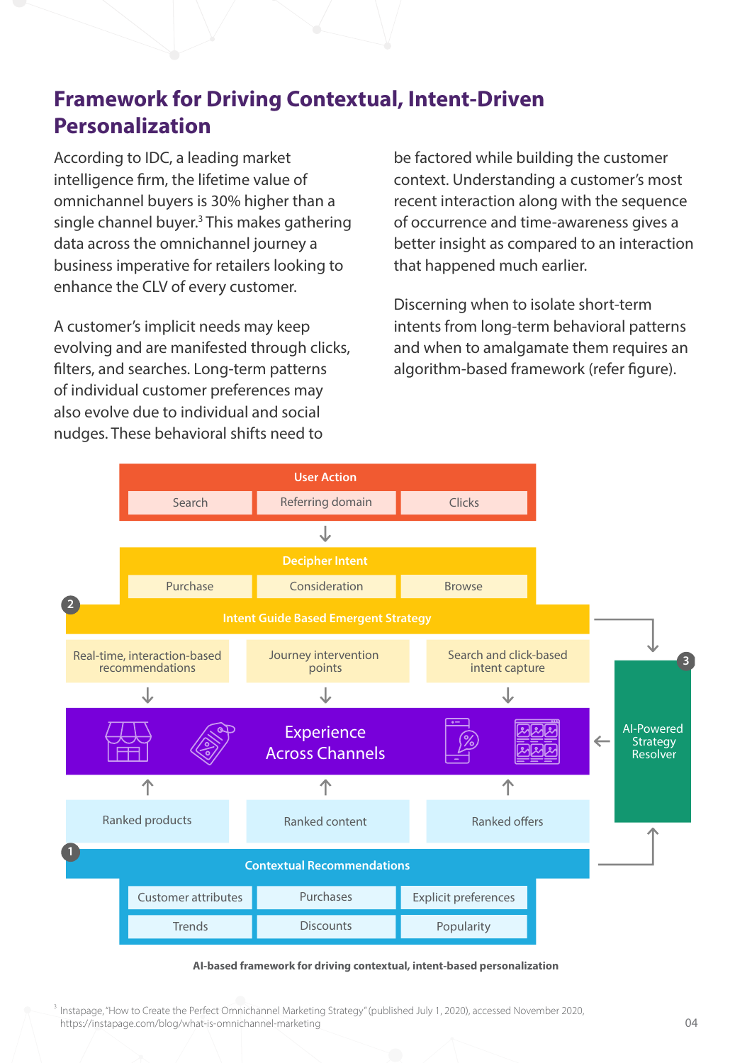## Framework for Driving Contextual, Intent-Driven Personalization

According to IDC, a leading market intelligence firm, the lifetime value of omnichannel buyers is 30% higher than a single channel buyer.[3] This makes gathering data across the omnichannel journey a business imperative for retailers looking to enhance the CLV of every customer.

A customer's implicit needs may keep evolving and are manifested through clicks, filters, and searches. Long-term patterns of individual customer preferences may also evolve due to individual and social nudges. These behavioral shifts need to be factored while building the customer context. Understanding a customer's most recent interaction along with the sequence of occurrence and time-awareness gives a better insight as compared to an interaction that happened much earlier.

Discerning when to isolate short-term intents from long-term behavioral patterns and when to amalgamate them requires an algorithm-based framework (refer figure).

**User Action**
- Search
- Referring domain
- Clicks

**Decipher Intent**
- Purchase
- Consideration
- Browse

**2 Intent Guide Based Emergent Strategy**
- Real-time, interaction-based recommendations
- Journey intervention points
- Search and click-based intent capture

**Experience Across Channels**

- Ranked products
- Ranked content
- Ranked offers

**1 Contextual Recommendations**
- Customer attributes
- Purchases
- Explicit preferences
- Trends
- Discounts
- Popularity

**3 AI-Powered Strategy Resolver**

**AI-based framework for driving contextual, intent-based personalization**

[3] Instapage, "How to Create the Perfect Omnichannel Marketing Strategy" (published July 1, 2020), accessed November 2020, https://instapage.com/blog/what-is-omnichannel-marketing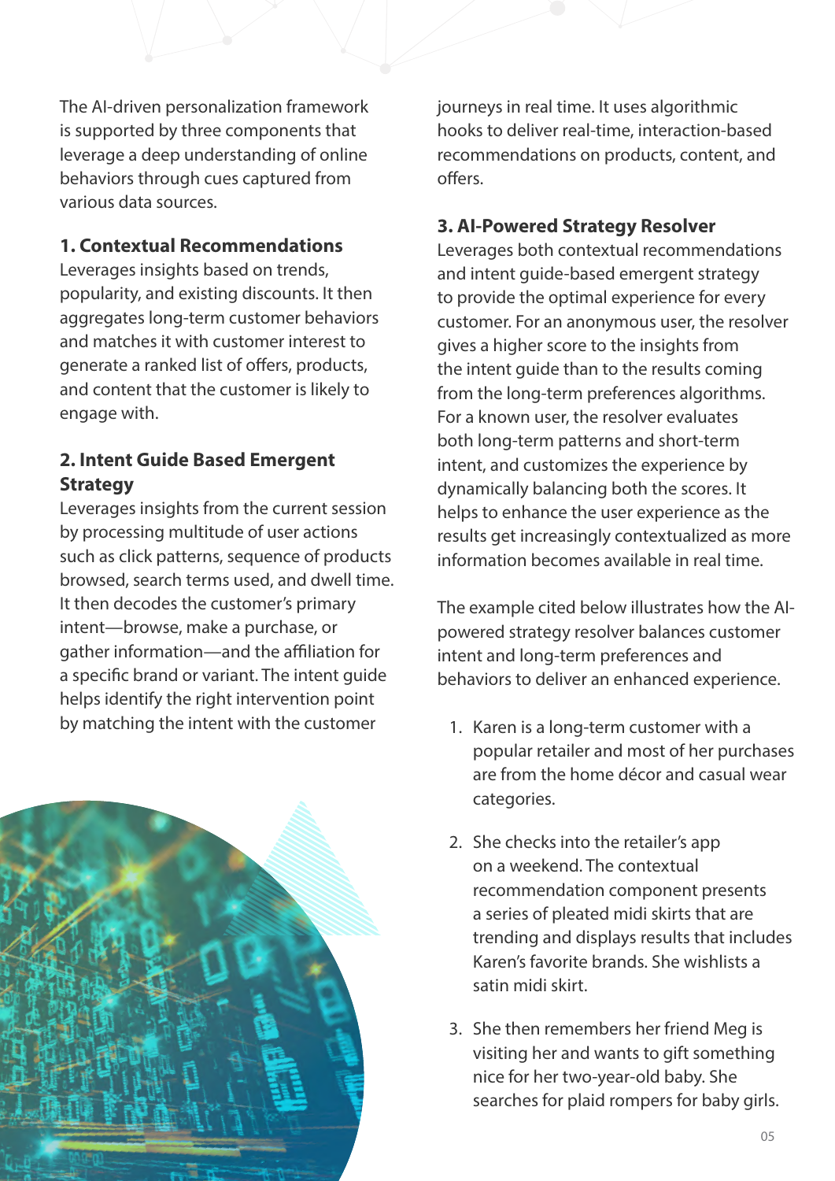The AI-driven personalization framework is supported by three components that leverage a deep understanding of online behaviors through cues captured from various data sources.

### 1. Contextual Recommendations

Leverages insights based on trends, popularity, and existing discounts. It then aggregates long-term customer behaviors and matches it with customer interest to generate a ranked list of offers, products, and content that the customer is likely to engage with.

### 2. Intent Guide Based Emergent Strategy

Leverages insights from the current session by processing multitude of user actions such as click patterns, sequence of products browsed, search terms used, and dwell time. It then decodes the customer's primary intent—browse, make a purchase, or gather information—and the affiliation for a specific brand or variant. The intent guide helps identify the right intervention point by matching the intent with the customer journeys in real time. It uses algorithmic hooks to deliver real-time, interaction-based recommendations on products, content, and offers.

### 3. AI-Powered Strategy Resolver

Leverages both contextual recommendations and intent guide-based emergent strategy to provide the optimal experience for every customer. For an anonymous user, the resolver gives a higher score to the insights from the intent guide than to the results coming from the long-term preferences algorithms. For a known user, the resolver evaluates both long-term patterns and short-term intent, and customizes the experience by dynamically balancing both the scores. It helps to enhance the user experience as the results get increasingly contextualized as more information becomes available in real time.

The example cited below illustrates how the AI-powered strategy resolver balances customer intent and long-term preferences and behaviors to deliver an enhanced experience.

1. Karen is a long-term customer with a popular retailer and most of her purchases are from the home décor and casual wear categories.

2. She checks into the retailer's app on a weekend. The contextual recommendation component presents a series of pleated midi skirts that are trending and displays results that includes Karen's favorite brands. She wishlists a satin midi skirt.

3. She then remembers her friend Meg is visiting her and wants to gift something nice for her two-year-old baby. She searches for plaid rompers for baby girls.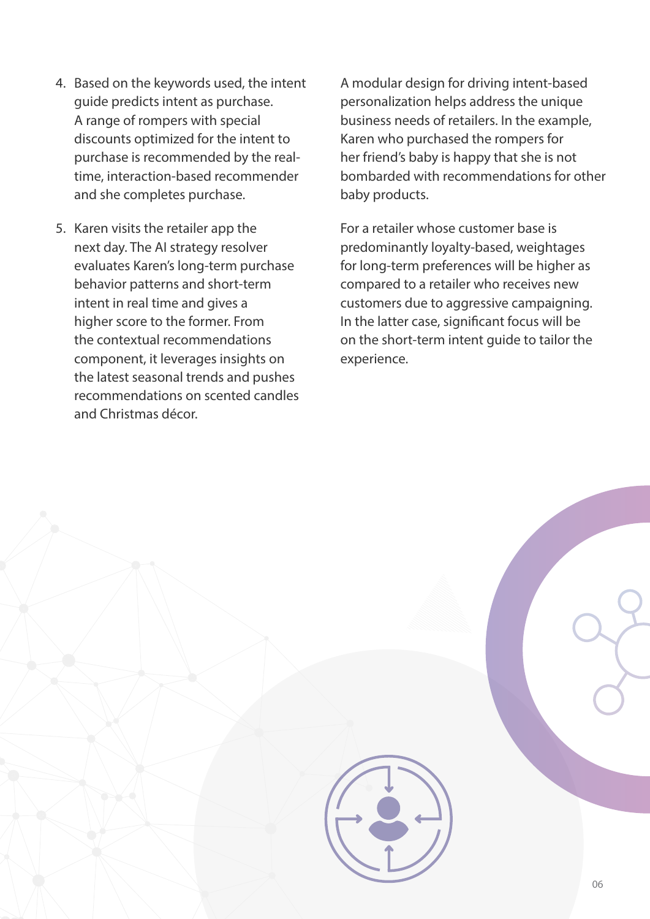4. Based on the keywords used, the intent guide predicts intent as purchase. A range of rompers with special discounts optimized for the intent to purchase is recommended by the real-time, interaction-based recommender and she completes purchase.

5. Karen visits the retailer app the next day. The AI strategy resolver evaluates Karen's long-term purchase behavior patterns and short-term intent in real time and gives a higher score to the former. From the contextual recommendations component, it leverages insights on the latest seasonal trends and pushes recommendations on scented candles and Christmas décor.

A modular design for driving intent-based personalization helps address the unique business needs of retailers. In the example, Karen who purchased the rompers for her friend's baby is happy that she is not bombarded with recommendations for other baby products.

For a retailer whose customer base is predominantly loyalty-based, weightages for long-term preferences will be higher as compared to a retailer who receives new customers due to aggressive campaigning. In the latter case, significant focus will be on the short-term intent guide to tailor the experience.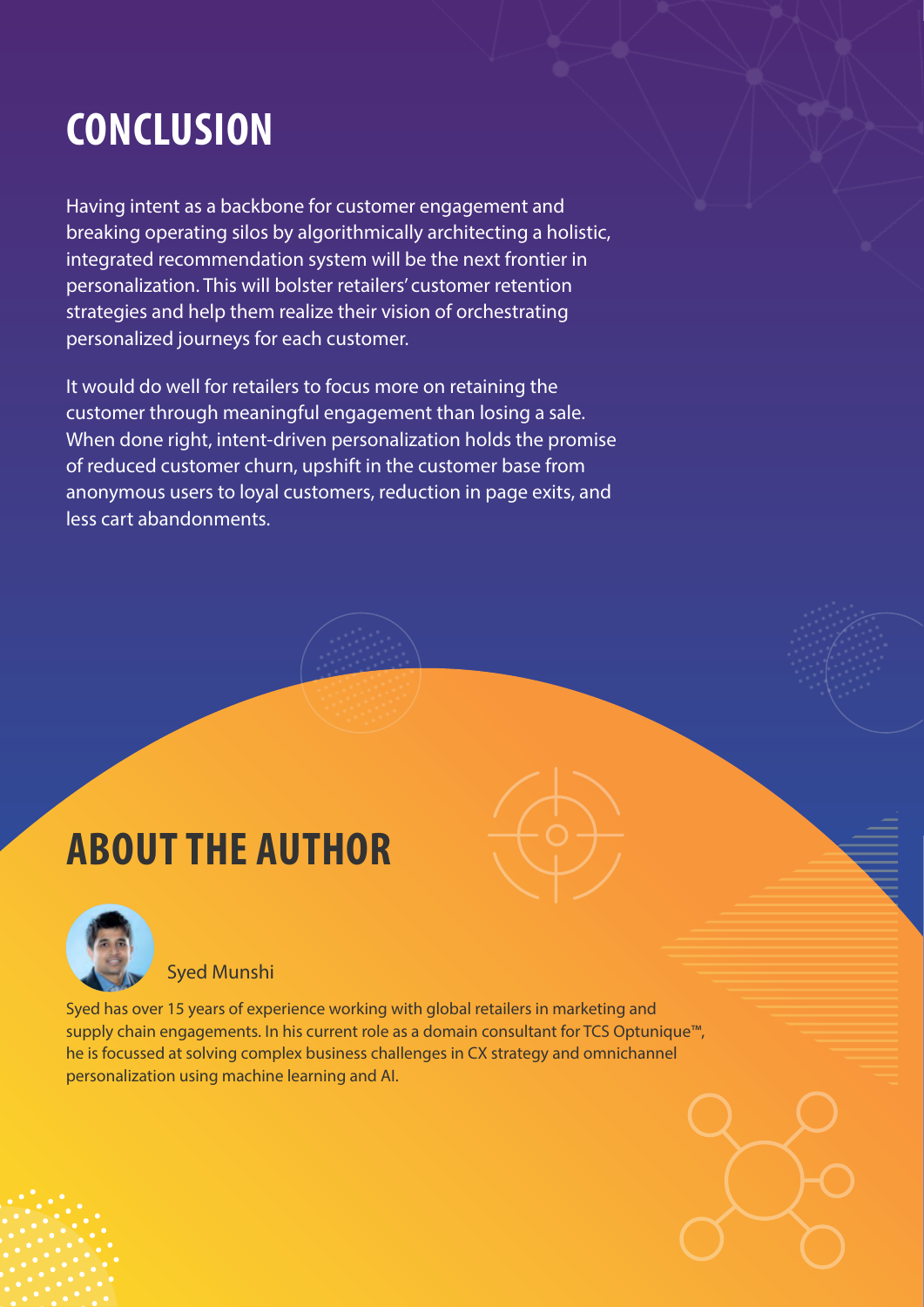# CONCLUSION

Having intent as a backbone for customer engagement and breaking operating silos by algorithmically architecting a holistic, integrated recommendation system will be the next frontier in personalization. This will bolster retailers' customer retention strategies and help them realize their vision of orchestrating personalized journeys for each customer.

It would do well for retailers to focus more on retaining the customer through meaningful engagement than losing a sale. When done right, intent-driven personalization holds the promise of reduced customer churn, upshift in the customer base from anonymous users to loyal customers, reduction in page exits, and less cart abandonments.

# ABOUT THE AUTHOR

Syed Munshi

Syed has over 15 years of experience working with global retailers in marketing and supply chain engagements. In his current role as a domain consultant for TCS Optunique™, he is focussed at solving complex business challenges in CX strategy and omnichannel personalization using machine learning and AI.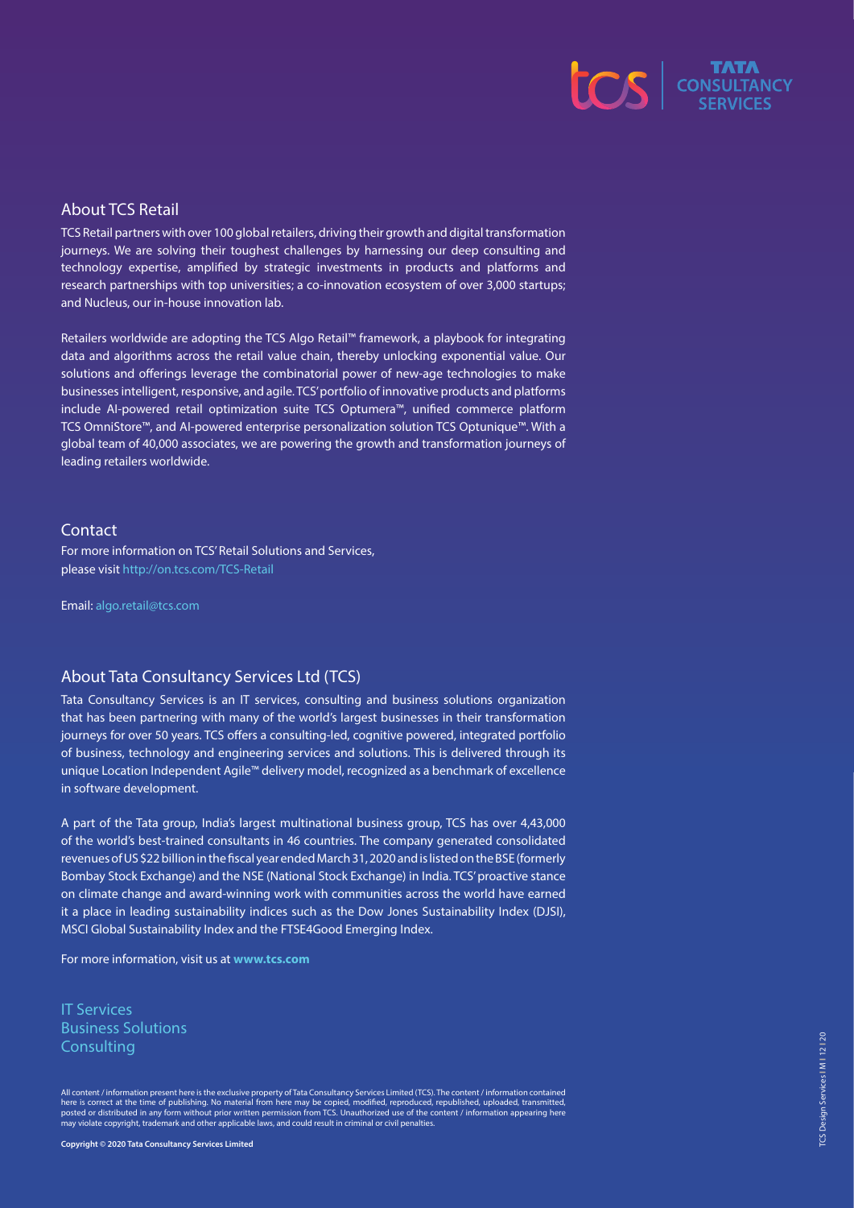## About TCS Retail

TCS Retail partners with over 100 global retailers, driving their growth and digital transformation journeys. We are solving their toughest challenges by harnessing our deep consulting and technology expertise, amplified by strategic investments in products and platforms and research partnerships with top universities; a co-innovation ecosystem of over 3,000 startups; and Nucleus, our in-house innovation lab.

Retailers worldwide are adopting the TCS Algo Retail™ framework, a playbook for integrating data and algorithms across the retail value chain, thereby unlocking exponential value. Our solutions and offerings leverage the combinatorial power of new-age technologies to make businesses intelligent, responsive, and agile. TCS' portfolio of innovative products and platforms include AI-powered retail optimization suite TCS Optumera™, unified commerce platform TCS OmniStore™, and AI-powered enterprise personalization solution TCS Optunique™. With a global team of 40,000 associates, we are powering the growth and transformation journeys of leading retailers worldwide.

## Contact

For more information on TCS' Retail Solutions and Services, please visit http://on.tcs.com/TCS-Retail

Email: algo.retail@tcs.com

## About Tata Consultancy Services Ltd (TCS)

Tata Consultancy Services is an IT services, consulting and business solutions organization that has been partnering with many of the world's largest businesses in their transformation journeys for over 50 years. TCS offers a consulting-led, cognitive powered, integrated portfolio of business, technology and engineering services and solutions. This is delivered through its unique Location Independent Agile™ delivery model, recognized as a benchmark of excellence in software development.

A part of the Tata group, India's largest multinational business group, TCS has over 4,43,000 of the world's best-trained consultants in 46 countries. The company generated consolidated revenues of US $22 billion in the fiscal year ended March 31, 2020 and is listed on the BSE (formerly Bombay Stock Exchange) and the NSE (National Stock Exchange) in India. TCS' proactive stance on climate change and award-winning work with communities across the world have earned it a place in leading sustainability indices such as the Dow Jones Sustainability Index (DJSI), MSCI Global Sustainability Index and the FTSE4Good Emerging Index.

For more information, visit us at **www.tcs.com**

IT Services
Business Solutions
Consulting

All content / information present here is the exclusive property of Tata Consultancy Services Limited (TCS). The content / information contained here is correct at the time of publishing. No material from here may be copied, modified, reproduced, republished, uploaded, transmitted, posted or distributed in any form without prior written permission from TCS. Unauthorized use of the content / information appearing here may violate copyright, trademark and other applicable laws, and could result in criminal or civil penalties.

**Copyright © 2020 Tata Consultancy Services Limited**

TCS Design Services I M I 12 I 20